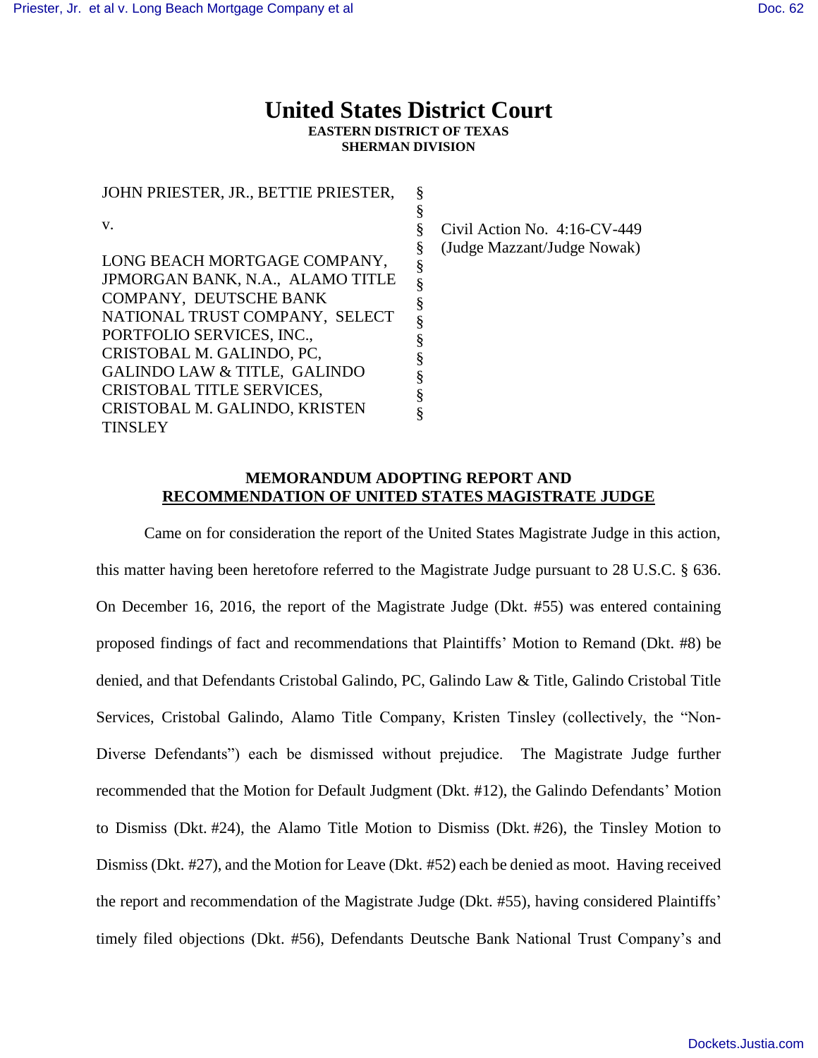# United States District Court

**EASTERN DISTRICT OF TEXAS**
**SHERMAN DIVISION**

| | | |
|---|---|---|
| JOHN PRIESTER, JR., BETTIE PRIESTER, | § | |
| | § | |
| v. | § | Civil Action No. 4:16-CV-449 |
| | § | (Judge Mazzant/Judge Nowak) |
| LONG BEACH MORTGAGE COMPANY, JPMORGAN BANK, N.A., ALAMO TITLE COMPANY, DEUTSCHE BANK NATIONAL TRUST COMPANY, SELECT PORTFOLIO SERVICES, INC., CRISTOBAL M. GALINDO, PC, GALINDO LAW & TITLE, GALINDO CRISTOBAL TITLE SERVICES, CRISTOBAL M. GALINDO, KRISTEN TINSLEY | § | |

**MEMORANDUM ADOPTING REPORT AND**
**RECOMMENDATION OF UNITED STATES MAGISTRATE JUDGE**

Came on for consideration the report of the United States Magistrate Judge in this action, this matter having been heretofore referred to the Magistrate Judge pursuant to 28 U.S.C. § 636. On December 16, 2016, the report of the Magistrate Judge (Dkt. #55) was entered containing proposed findings of fact and recommendations that Plaintiffs' Motion to Remand (Dkt. #8) be denied, and that Defendants Cristobal Galindo, PC, Galindo Law & Title, Galindo Cristobal Title Services, Cristobal Galindo, Alamo Title Company, Kristen Tinsley (collectively, the "Non-Diverse Defendants") each be dismissed without prejudice. The Magistrate Judge further recommended that the Motion for Default Judgment (Dkt. #12), the Galindo Defendants' Motion to Dismiss (Dkt. #24), the Alamo Title Motion to Dismiss (Dkt. #26), the Tinsley Motion to Dismiss (Dkt. #27), and the Motion for Leave (Dkt. #52) each be denied as moot. Having received the report and recommendation of the Magistrate Judge (Dkt. #55), having considered Plaintiffs' timely filed objections (Dkt. #56), Defendants Deutsche Bank National Trust Company's and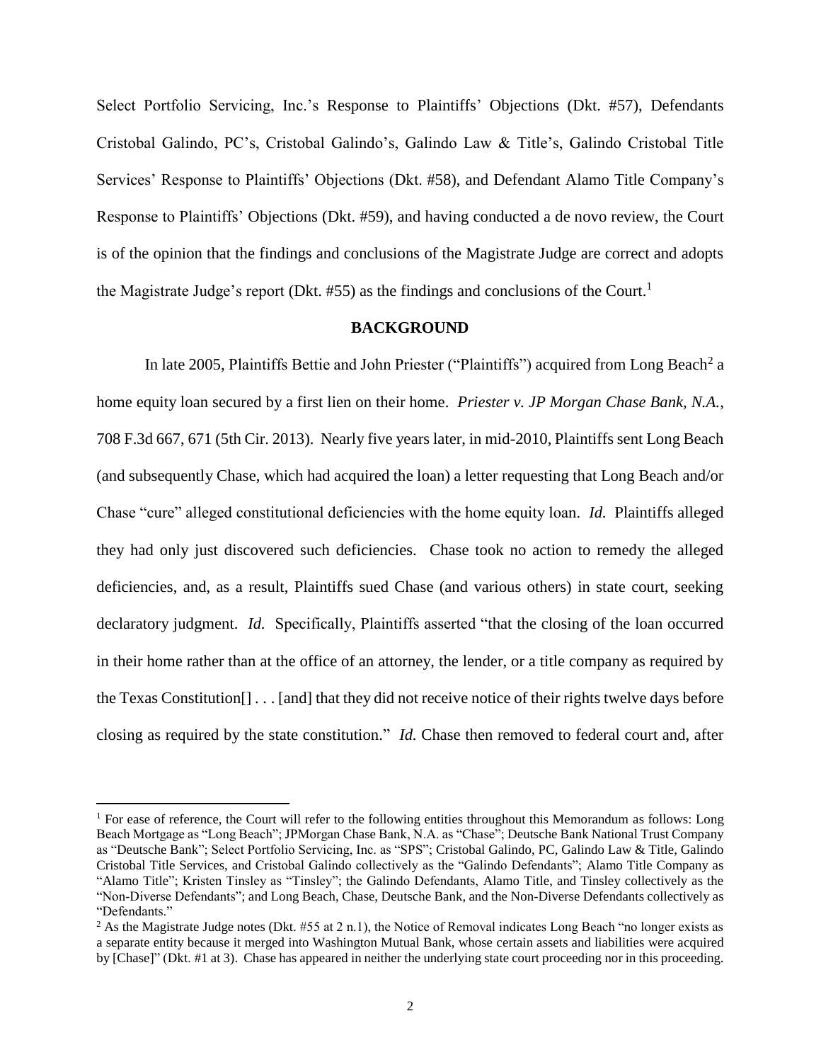Select Portfolio Servicing, Inc.'s Response to Plaintiffs' Objections (Dkt. #57), Defendants Cristobal Galindo, PC's, Cristobal Galindo's, Galindo Law & Title's, Galindo Cristobal Title Services' Response to Plaintiffs' Objections (Dkt. #58), and Defendant Alamo Title Company's Response to Plaintiffs' Objections (Dkt. #59), and having conducted a de novo review, the Court is of the opinion that the findings and conclusions of the Magistrate Judge are correct and adopts the Magistrate Judge's report (Dkt. #55) as the findings and conclusions of the Court.[1]

## BACKGROUND

In late 2005, Plaintiffs Bettie and John Priester ("Plaintiffs") acquired from Long Beach[2] a home equity loan secured by a first lien on their home. *Priester v. JP Morgan Chase Bank, N.A.*, 708 F.3d 667, 671 (5th Cir. 2013). Nearly five years later, in mid-2010, Plaintiffs sent Long Beach (and subsequently Chase, which had acquired the loan) a letter requesting that Long Beach and/or Chase "cure" alleged constitutional deficiencies with the home equity loan. *Id.* Plaintiffs alleged they had only just discovered such deficiencies. Chase took no action to remedy the alleged deficiencies, and, as a result, Plaintiffs sued Chase (and various others) in state court, seeking declaratory judgment. *Id.* Specifically, Plaintiffs asserted "that the closing of the loan occurred in their home rather than at the office of an attorney, the lender, or a title company as required by the Texas Constitution[] . . . [and] that they did not receive notice of their rights twelve days before closing as required by the state constitution." *Id.* Chase then removed to federal court and, after

---

[1] For ease of reference, the Court will refer to the following entities throughout this Memorandum as follows: Long Beach Mortgage as "Long Beach"; JPMorgan Chase Bank, N.A. as "Chase"; Deutsche Bank National Trust Company as "Deutsche Bank"; Select Portfolio Servicing, Inc. as "SPS"; Cristobal Galindo, PC, Galindo Law & Title, Galindo Cristobal Title Services, and Cristobal Galindo collectively as the "Galindo Defendants"; Alamo Title Company as "Alamo Title"; Kristen Tinsley as "Tinsley"; the Galindo Defendants, Alamo Title, and Tinsley collectively as the "Non-Diverse Defendants"; and Long Beach, Chase, Deutsche Bank, and the Non-Diverse Defendants collectively as "Defendants."

[2] As the Magistrate Judge notes (Dkt. #55 at 2 n.1), the Notice of Removal indicates Long Beach "no longer exists as a separate entity because it merged into Washington Mutual Bank, whose certain assets and liabilities were acquired by [Chase]" (Dkt. #1 at 3). Chase has appeared in neither the underlying state court proceeding nor in this proceeding.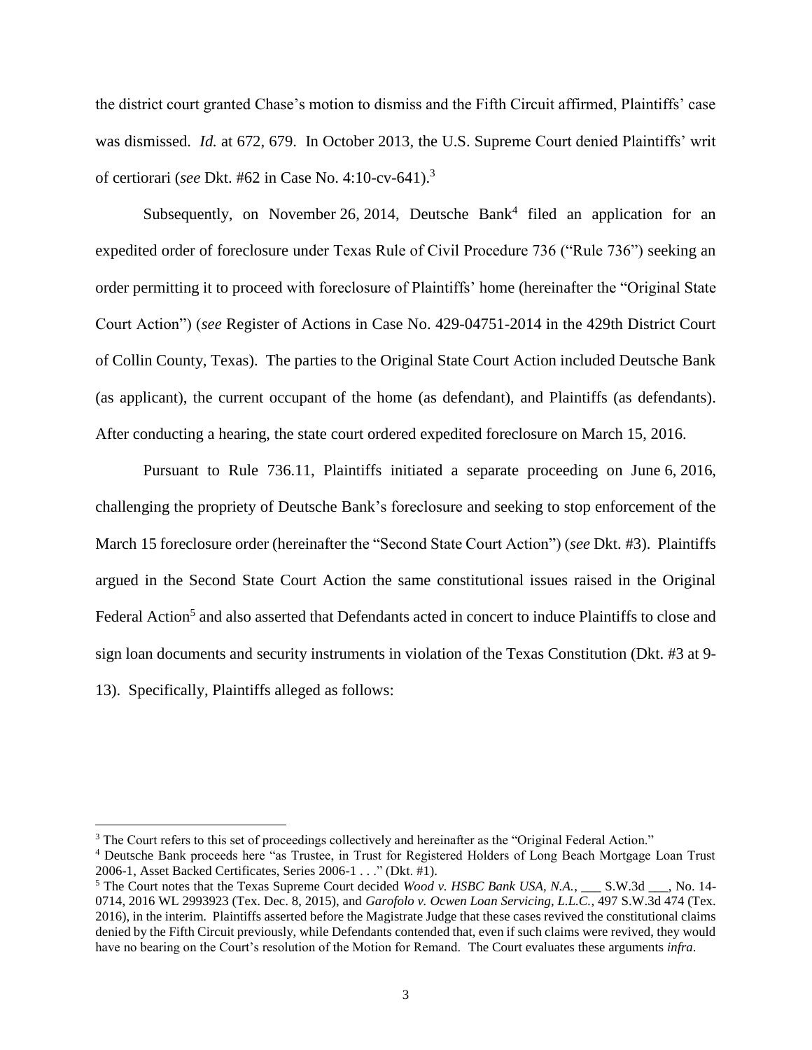the district court granted Chase's motion to dismiss and the Fifth Circuit affirmed, Plaintiffs' case was dismissed. *Id.* at 672, 679. In October 2013, the U.S. Supreme Court denied Plaintiffs' writ of certiorari (*see* Dkt. #62 in Case No. 4:10-cv-641).[3]

Subsequently, on November 26, 2014, Deutsche Bank[4] filed an application for an expedited order of foreclosure under Texas Rule of Civil Procedure 736 ("Rule 736") seeking an order permitting it to proceed with foreclosure of Plaintiffs' home (hereinafter the "Original State Court Action") (*see* Register of Actions in Case No. 429-04751-2014 in the 429th District Court of Collin County, Texas). The parties to the Original State Court Action included Deutsche Bank (as applicant), the current occupant of the home (as defendant), and Plaintiffs (as defendants). After conducting a hearing, the state court ordered expedited foreclosure on March 15, 2016.

Pursuant to Rule 736.11, Plaintiffs initiated a separate proceeding on June 6, 2016, challenging the propriety of Deutsche Bank's foreclosure and seeking to stop enforcement of the March 15 foreclosure order (hereinafter the "Second State Court Action") (*see* Dkt. #3). Plaintiffs argued in the Second State Court Action the same constitutional issues raised in the Original Federal Action[5] and also asserted that Defendants acted in concert to induce Plaintiffs to close and sign loan documents and security instruments in violation of the Texas Constitution (Dkt. #3 at 9-13). Specifically, Plaintiffs alleged as follows:

---

[3] The Court refers to this set of proceedings collectively and hereinafter as the "Original Federal Action."

[4] Deutsche Bank proceeds here "as Trustee, in Trust for Registered Holders of Long Beach Mortgage Loan Trust 2006-1, Asset Backed Certificates, Series 2006-1 . . ." (Dkt. #1).

[5] The Court notes that the Texas Supreme Court decided *Wood v. HSBC Bank USA, N.A.*, ___ S.W.3d ___, No. 14-0714, 2016 WL 2993923 (Tex. Dec. 8, 2015), and *Garofolo v. Ocwen Loan Servicing, L.L.C.*, 497 S.W.3d 474 (Tex. 2016), in the interim. Plaintiffs asserted before the Magistrate Judge that these cases revived the constitutional claims denied by the Fifth Circuit previously, while Defendants contended that, even if such claims were revived, they would have no bearing on the Court's resolution of the Motion for Remand. The Court evaluates these arguments *infra*.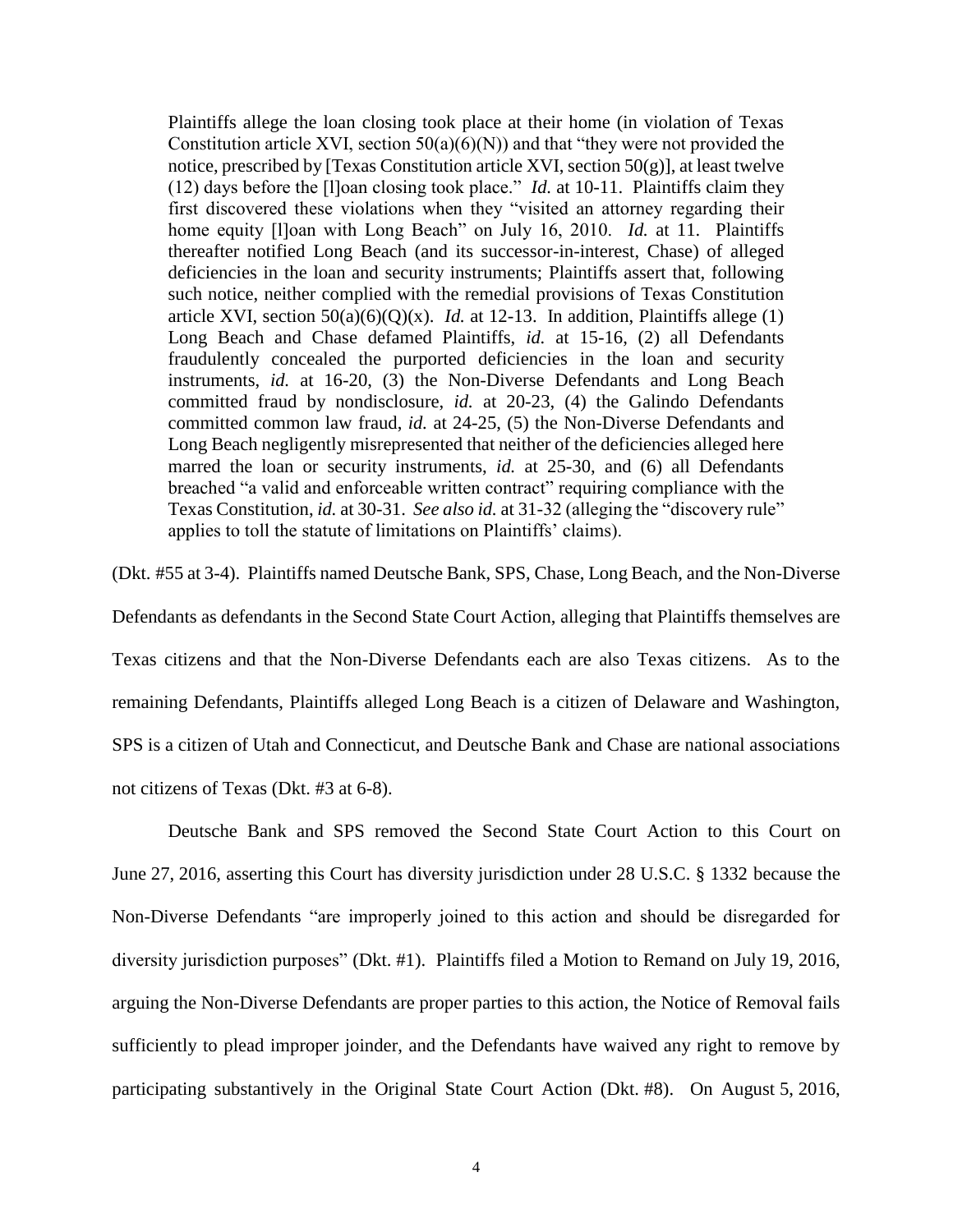> Plaintiffs allege the loan closing took place at their home (in violation of Texas Constitution article XVI, section 50(a)(6)(N)) and that "they were not provided the notice, prescribed by [Texas Constitution article XVI, section 50(g)], at least twelve (12) days before the [l]oan closing took place." *Id.* at 10-11. Plaintiffs claim they first discovered these violations when they "visited an attorney regarding their home equity [l]oan with Long Beach" on July 16, 2010. *Id.* at 11. Plaintiffs thereafter notified Long Beach (and its successor-in-interest, Chase) of alleged deficiencies in the loan and security instruments; Plaintiffs assert that, following such notice, neither complied with the remedial provisions of Texas Constitution article XVI, section 50(a)(6)(Q)(x). *Id.* at 12-13. In addition, Plaintiffs allege (1) Long Beach and Chase defamed Plaintiffs, *id.* at 15-16, (2) all Defendants fraudulently concealed the purported deficiencies in the loan and security instruments, *id.* at 16-20, (3) the Non-Diverse Defendants and Long Beach committed fraud by nondisclosure, *id.* at 20-23, (4) the Galindo Defendants committed common law fraud, *id.* at 24-25, (5) the Non-Diverse Defendants and Long Beach negligently misrepresented that neither of the deficiencies alleged here marred the loan or security instruments, *id.* at 25-30, and (6) all Defendants breached "a valid and enforceable written contract" requiring compliance with the Texas Constitution, *id.* at 30-31. *See also id.* at 31-32 (alleging the "discovery rule" applies to toll the statute of limitations on Plaintiffs' claims).

(Dkt. #55 at 3-4). Plaintiffs named Deutsche Bank, SPS, Chase, Long Beach, and the Non-Diverse Defendants as defendants in the Second State Court Action, alleging that Plaintiffs themselves are Texas citizens and that the Non-Diverse Defendants each are also Texas citizens. As to the remaining Defendants, Plaintiffs alleged Long Beach is a citizen of Delaware and Washington, SPS is a citizen of Utah and Connecticut, and Deutsche Bank and Chase are national associations not citizens of Texas (Dkt. #3 at 6-8).

Deutsche Bank and SPS removed the Second State Court Action to this Court on June 27, 2016, asserting this Court has diversity jurisdiction under 28 U.S.C. § 1332 because the Non-Diverse Defendants "are improperly joined to this action and should be disregarded for diversity jurisdiction purposes" (Dkt. #1). Plaintiffs filed a Motion to Remand on July 19, 2016, arguing the Non-Diverse Defendants are proper parties to this action, the Notice of Removal fails sufficiently to plead improper joinder, and the Defendants have waived any right to remove by participating substantively in the Original State Court Action (Dkt. #8). On August 5, 2016,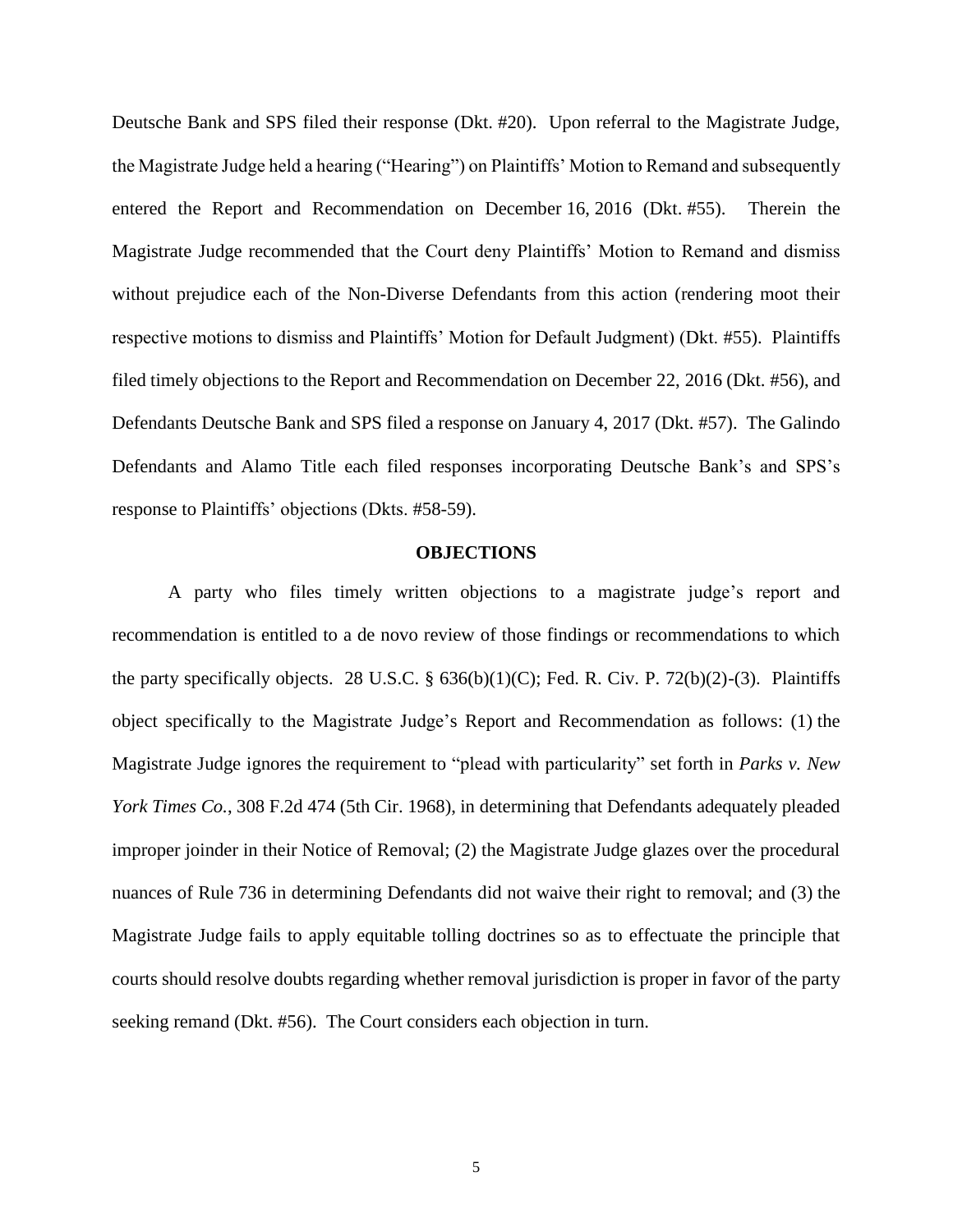Deutsche Bank and SPS filed their response (Dkt. #20). Upon referral to the Magistrate Judge, the Magistrate Judge held a hearing ("Hearing") on Plaintiffs' Motion to Remand and subsequently entered the Report and Recommendation on December 16, 2016 (Dkt. #55). Therein the Magistrate Judge recommended that the Court deny Plaintiffs' Motion to Remand and dismiss without prejudice each of the Non-Diverse Defendants from this action (rendering moot their respective motions to dismiss and Plaintiffs' Motion for Default Judgment) (Dkt. #55). Plaintiffs filed timely objections to the Report and Recommendation on December 22, 2016 (Dkt. #56), and Defendants Deutsche Bank and SPS filed a response on January 4, 2017 (Dkt. #57). The Galindo Defendants and Alamo Title each filed responses incorporating Deutsche Bank's and SPS's response to Plaintiffs' objections (Dkts. #58-59).

## OBJECTIONS

A party who files timely written objections to a magistrate judge's report and recommendation is entitled to a de novo review of those findings or recommendations to which the party specifically objects. 28 U.S.C. § 636(b)(1)(C); Fed. R. Civ. P. 72(b)(2)-(3). Plaintiffs object specifically to the Magistrate Judge's Report and Recommendation as follows: (1) the Magistrate Judge ignores the requirement to "plead with particularity" set forth in *Parks v. New York Times Co.*, 308 F.2d 474 (5th Cir. 1968), in determining that Defendants adequately pleaded improper joinder in their Notice of Removal; (2) the Magistrate Judge glazes over the procedural nuances of Rule 736 in determining Defendants did not waive their right to removal; and (3) the Magistrate Judge fails to apply equitable tolling doctrines so as to effectuate the principle that courts should resolve doubts regarding whether removal jurisdiction is proper in favor of the party seeking remand (Dkt. #56). The Court considers each objection in turn.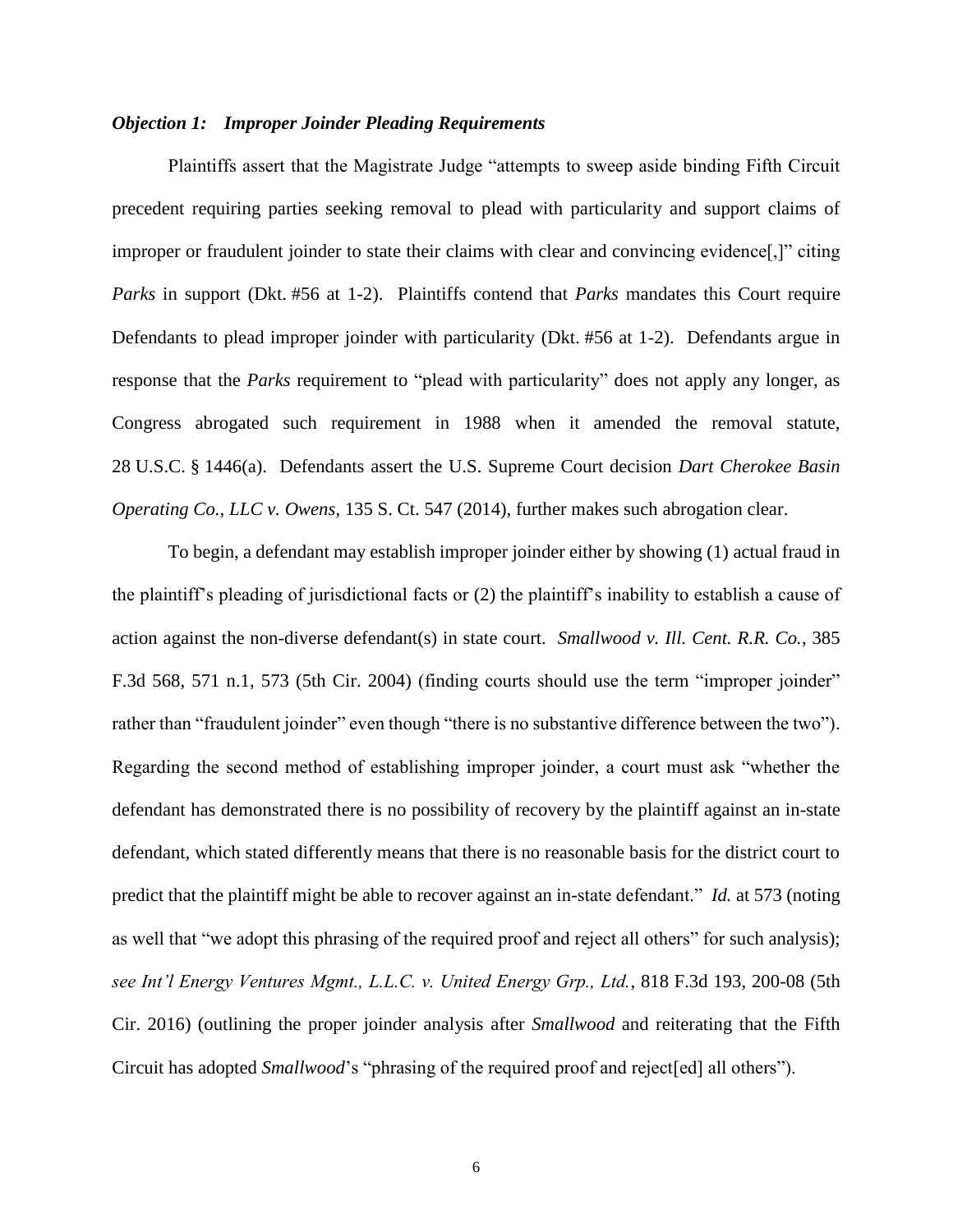***Objection 1: Improper Joinder Pleading Requirements***

Plaintiffs assert that the Magistrate Judge "attempts to sweep aside binding Fifth Circuit precedent requiring parties seeking removal to plead with particularity and support claims of improper or fraudulent joinder to state their claims with clear and convincing evidence[,]" citing *Parks* in support (Dkt. #56 at 1-2). Plaintiffs contend that *Parks* mandates this Court require Defendants to plead improper joinder with particularity (Dkt. #56 at 1-2). Defendants argue in response that the *Parks* requirement to "plead with particularity" does not apply any longer, as Congress abrogated such requirement in 1988 when it amended the removal statute, 28 U.S.C. § 1446(a). Defendants assert the U.S. Supreme Court decision *Dart Cherokee Basin Operating Co., LLC v. Owens*, 135 S. Ct. 547 (2014), further makes such abrogation clear.

To begin, a defendant may establish improper joinder either by showing (1) actual fraud in the plaintiff's pleading of jurisdictional facts or (2) the plaintiff's inability to establish a cause of action against the non-diverse defendant(s) in state court. *Smallwood v. Ill. Cent. R.R. Co.*, 385 F.3d 568, 571 n.1, 573 (5th Cir. 2004) (finding courts should use the term "improper joinder" rather than "fraudulent joinder" even though "there is no substantive difference between the two"). Regarding the second method of establishing improper joinder, a court must ask "whether the defendant has demonstrated there is no possibility of recovery by the plaintiff against an in-state defendant, which stated differently means that there is no reasonable basis for the district court to predict that the plaintiff might be able to recover against an in-state defendant." *Id.* at 573 (noting as well that "we adopt this phrasing of the required proof and reject all others" for such analysis); *see Int'l Energy Ventures Mgmt., L.L.C. v. United Energy Grp., Ltd.*, 818 F.3d 193, 200-08 (5th Cir. 2016) (outlining the proper joinder analysis after *Smallwood* and reiterating that the Fifth Circuit has adopted *Smallwood*'s "phrasing of the required proof and reject[ed] all others").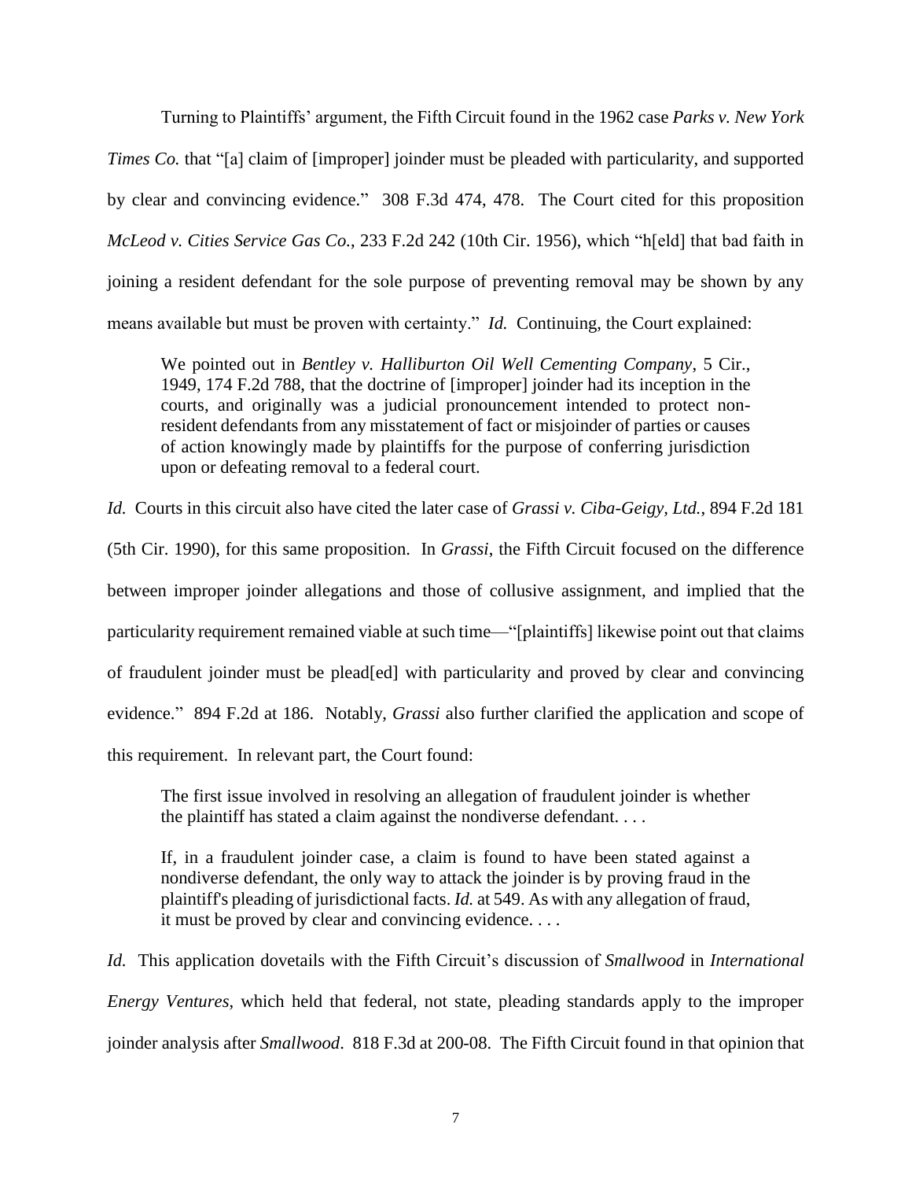Turning to Plaintiffs' argument, the Fifth Circuit found in the 1962 case *Parks v. New York Times Co.* that "[a] claim of [improper] joinder must be pleaded with particularity, and supported by clear and convincing evidence." 308 F.3d 474, 478. The Court cited for this proposition *McLeod v. Cities Service Gas Co.*, 233 F.2d 242 (10th Cir. 1956), which "h[eld] that bad faith in joining a resident defendant for the sole purpose of preventing removal may be shown by any means available but must be proven with certainty." *Id.* Continuing, the Court explained:

> We pointed out in *Bentley v. Halliburton Oil Well Cementing Company*, 5 Cir., 1949, 174 F.2d 788, that the doctrine of [improper] joinder had its inception in the courts, and originally was a judicial pronouncement intended to protect non-resident defendants from any misstatement of fact or misjoinder of parties or causes of action knowingly made by plaintiffs for the purpose of conferring jurisdiction upon or defeating removal to a federal court.

*Id.* Courts in this circuit also have cited the later case of *Grassi v. Ciba-Geigy, Ltd.*, 894 F.2d 181 (5th Cir. 1990), for this same proposition. In *Grassi*, the Fifth Circuit focused on the difference between improper joinder allegations and those of collusive assignment, and implied that the particularity requirement remained viable at such time—"[plaintiffs] likewise point out that claims of fraudulent joinder must be plead[ed] with particularity and proved by clear and convincing evidence." 894 F.2d at 186. Notably, *Grassi* also further clarified the application and scope of this requirement. In relevant part, the Court found:

> The first issue involved in resolving an allegation of fraudulent joinder is whether the plaintiff has stated a claim against the nondiverse defendant. . . .
>
> If, in a fraudulent joinder case, a claim is found to have been stated against a nondiverse defendant, the only way to attack the joinder is by proving fraud in the plaintiff's pleading of jurisdictional facts. *Id.* at 549. As with any allegation of fraud, it must be proved by clear and convincing evidence. . . .

*Id.* This application dovetails with the Fifth Circuit's discussion of *Smallwood* in *International Energy Ventures*, which held that federal, not state, pleading standards apply to the improper joinder analysis after *Smallwood*. 818 F.3d at 200-08. The Fifth Circuit found in that opinion that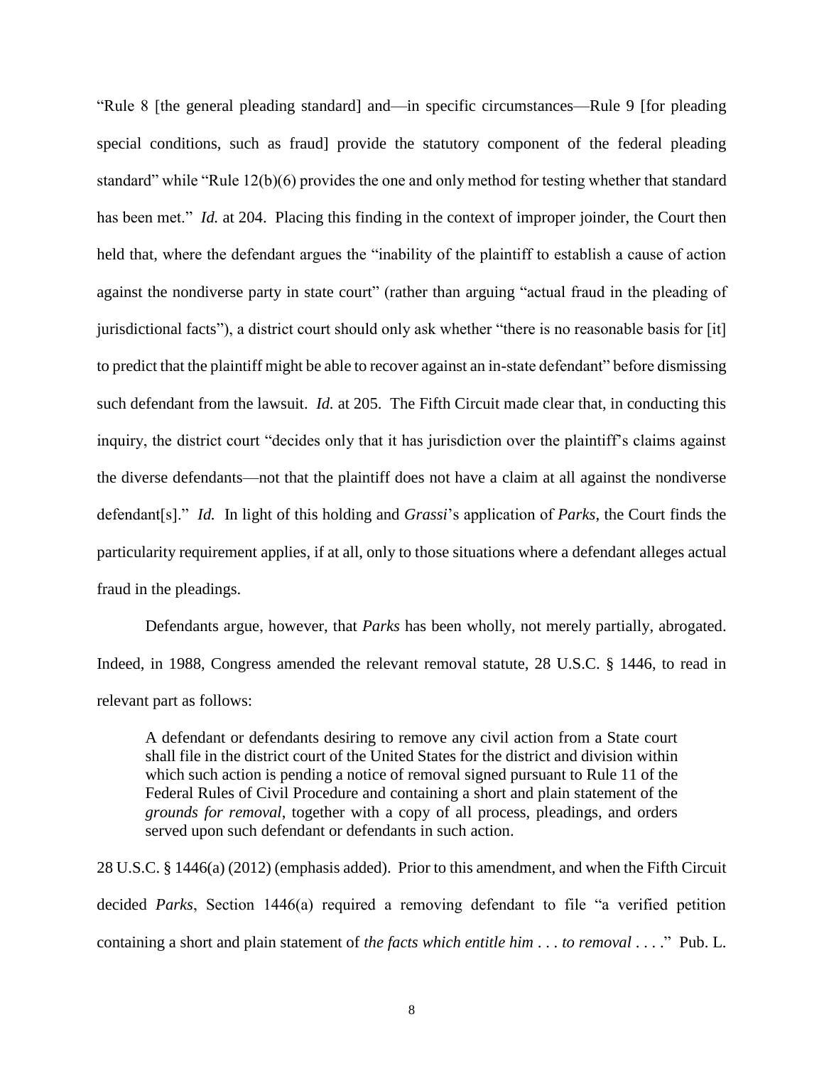"Rule 8 [the general pleading standard] and—in specific circumstances—Rule 9 [for pleading special conditions, such as fraud] provide the statutory component of the federal pleading standard" while "Rule 12(b)(6) provides the one and only method for testing whether that standard has been met." *Id.* at 204. Placing this finding in the context of improper joinder, the Court then held that, where the defendant argues the "inability of the plaintiff to establish a cause of action against the nondiverse party in state court" (rather than arguing "actual fraud in the pleading of jurisdictional facts"), a district court should only ask whether "there is no reasonable basis for [it] to predict that the plaintiff might be able to recover against an in-state defendant" before dismissing such defendant from the lawsuit. *Id.* at 205. The Fifth Circuit made clear that, in conducting this inquiry, the district court "decides only that it has jurisdiction over the plaintiff's claims against the diverse defendants—not that the plaintiff does not have a claim at all against the nondiverse defendant[s]." *Id.* In light of this holding and *Grassi*'s application of *Parks*, the Court finds the particularity requirement applies, if at all, only to those situations where a defendant alleges actual fraud in the pleadings.

Defendants argue, however, that *Parks* has been wholly, not merely partially, abrogated. Indeed, in 1988, Congress amended the relevant removal statute, 28 U.S.C. § 1446, to read in relevant part as follows:

> A defendant or defendants desiring to remove any civil action from a State court shall file in the district court of the United States for the district and division within which such action is pending a notice of removal signed pursuant to Rule 11 of the Federal Rules of Civil Procedure and containing a short and plain statement of the *grounds for removal*, together with a copy of all process, pleadings, and orders served upon such defendant or defendants in such action.

28 U.S.C. § 1446(a) (2012) (emphasis added). Prior to this amendment, and when the Fifth Circuit decided *Parks*, Section 1446(a) required a removing defendant to file "a verified petition containing a short and plain statement of *the facts which entitle him . . . to removal* . . . ." Pub. L.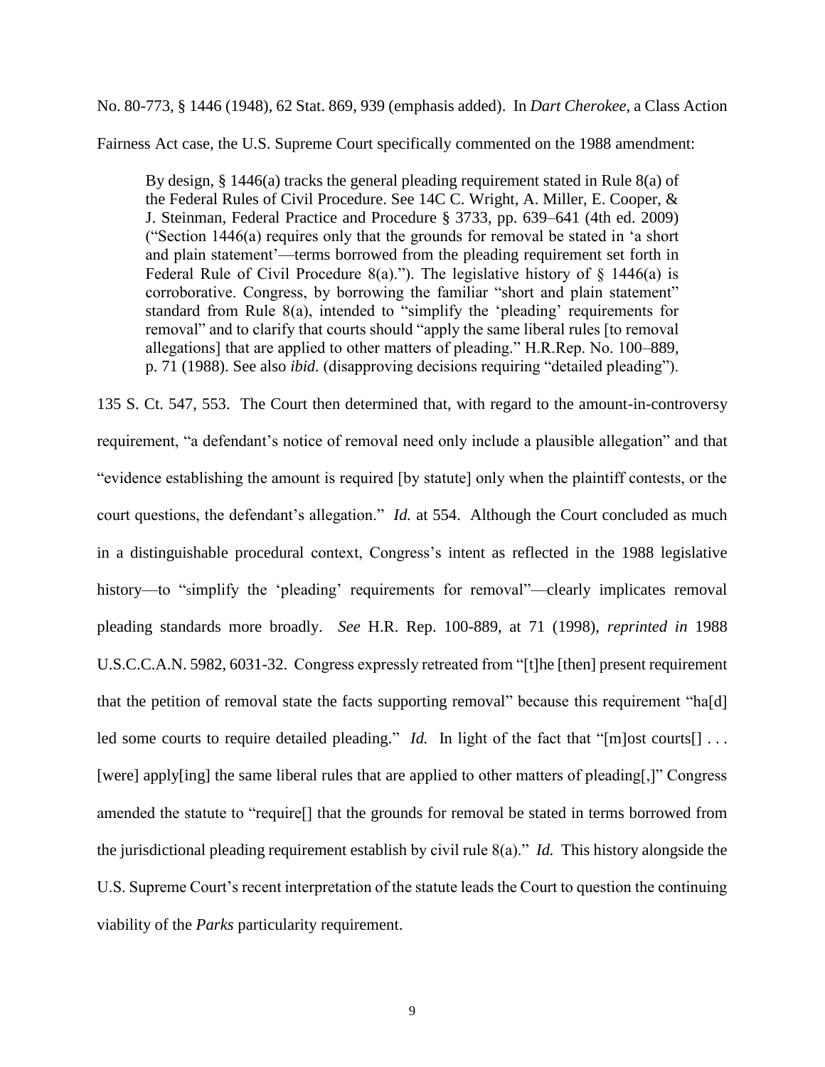No. 80-773, § 1446 (1948), 62 Stat. 869, 939 (emphasis added). In *Dart Cherokee*, a Class Action Fairness Act case, the U.S. Supreme Court specifically commented on the 1988 amendment:

> By design, § 1446(a) tracks the general pleading requirement stated in Rule 8(a) of the Federal Rules of Civil Procedure. See 14C C. Wright, A. Miller, E. Cooper, & J. Steinman, Federal Practice and Procedure § 3733, pp. 639–641 (4th ed. 2009) ("Section 1446(a) requires only that the grounds for removal be stated in 'a short and plain statement'—terms borrowed from the pleading requirement set forth in Federal Rule of Civil Procedure 8(a)."). The legislative history of § 1446(a) is corroborative. Congress, by borrowing the familiar "short and plain statement" standard from Rule 8(a), intended to "simplify the 'pleading' requirements for removal" and to clarify that courts should "apply the same liberal rules [to removal allegations] that are applied to other matters of pleading." H.R.Rep. No. 100–889, p. 71 (1988). See also *ibid.* (disapproving decisions requiring "detailed pleading").

135 S. Ct. 547, 553. The Court then determined that, with regard to the amount-in-controversy requirement, "a defendant's notice of removal need only include a plausible allegation" and that "evidence establishing the amount is required [by statute] only when the plaintiff contests, or the court questions, the defendant's allegation." *Id.* at 554. Although the Court concluded as much in a distinguishable procedural context, Congress's intent as reflected in the 1988 legislative history—to "simplify the 'pleading' requirements for removal"—clearly implicates removal pleading standards more broadly. *See* H.R. Rep. 100-889, at 71 (1998), *reprinted in* 1988 U.S.C.C.A.N. 5982, 6031-32. Congress expressly retreated from "[t]he [then] present requirement that the petition of removal state the facts supporting removal" because this requirement "ha[d] led some courts to require detailed pleading." *Id.* In light of the fact that "[m]ost courts[] . . . [were] apply[ing] the same liberal rules that are applied to other matters of pleading[,]" Congress amended the statute to "require[] that the grounds for removal be stated in terms borrowed from the jurisdictional pleading requirement establish by civil rule 8(a)." *Id.* This history alongside the U.S. Supreme Court's recent interpretation of the statute leads the Court to question the continuing viability of the *Parks* particularity requirement.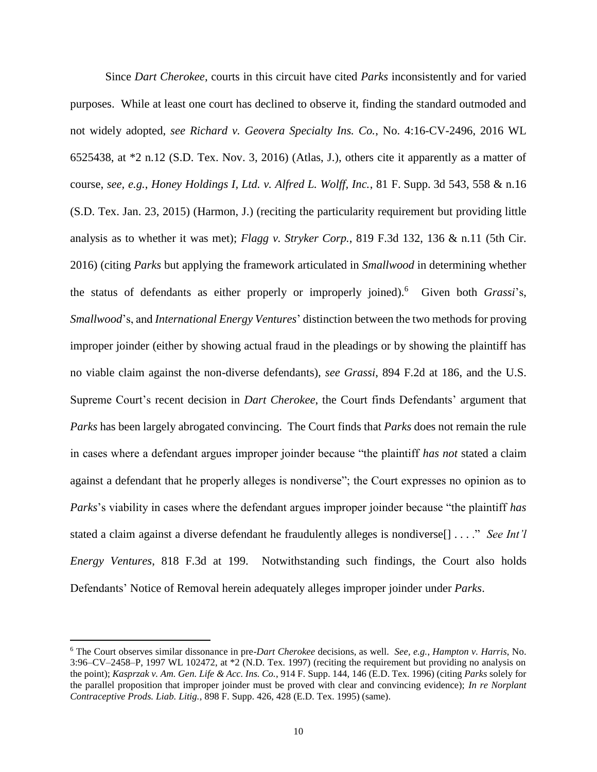Since *Dart Cherokee*, courts in this circuit have cited *Parks* inconsistently and for varied purposes. While at least one court has declined to observe it, finding the standard outmoded and not widely adopted, *see Richard v. Geovera Specialty Ins. Co.*, No. 4:16-CV-2496, 2016 WL 6525438, at *2 n.12 (S.D. Tex. Nov. 3, 2016) (Atlas, J.), others cite it apparently as a matter of course, *see, e.g.*, *Honey Holdings I, Ltd. v. Alfred L. Wolff, Inc.*, 81 F. Supp. 3d 543, 558 & n.16 (S.D. Tex. Jan. 23, 2015) (Harmon, J.) (reciting the particularity requirement but providing little analysis as to whether it was met); *Flagg v. Stryker Corp.*, 819 F.3d 132, 136 & n.11 (5th Cir. 2016) (citing *Parks* but applying the framework articulated in *Smallwood* in determining whether the status of defendants as either properly or improperly joined).[6] Given both *Grassi*'s, *Smallwood*'s, and *International Energy Ventures*' distinction between the two methods for proving improper joinder (either by showing actual fraud in the pleadings or by showing the plaintiff has no viable claim against the non-diverse defendants), *see Grassi*, 894 F.2d at 186, and the U.S. Supreme Court's recent decision in *Dart Cherokee*, the Court finds Defendants' argument that *Parks* has been largely abrogated convincing. The Court finds that *Parks* does not remain the rule in cases where a defendant argues improper joinder because "the plaintiff *has not* stated a claim against a defendant that he properly alleges is nondiverse"; the Court expresses no opinion as to *Parks*'s viability in cases where the defendant argues improper joinder because "the plaintiff *has* stated a claim against a diverse defendant he fraudulently alleges is nondiverse[] . . . ." *See Int'l Energy Ventures*, 818 F.3d at 199. Notwithstanding such findings, the Court also holds Defendants' Notice of Removal herein adequately alleges improper joinder under *Parks*.

[6] The Court observes similar dissonance in pre-*Dart Cherokee* decisions, as well. *See, e.g.*, *Hampton v. Harris*, No. 3:96–CV–2458–P, 1997 WL 102472, at *2 (N.D. Tex. 1997) (reciting the requirement but providing no analysis on the point); *Kasprzak v. Am. Gen. Life & Acc. Ins. Co.*, 914 F. Supp. 144, 146 (E.D. Tex. 1996) (citing *Parks* solely for the parallel proposition that improper joinder must be proved with clear and convincing evidence); *In re Norplant Contraceptive Prods. Liab. Litig.*, 898 F. Supp. 426, 428 (E.D. Tex. 1995) (same).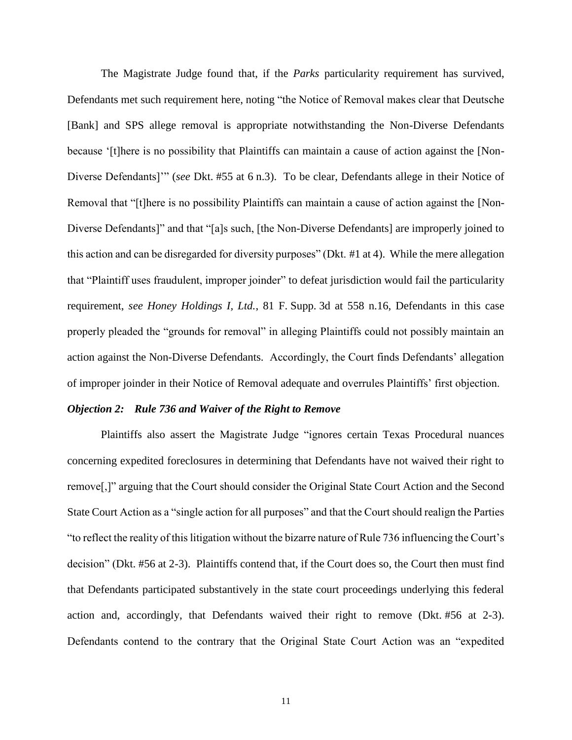The Magistrate Judge found that, if the *Parks* particularity requirement has survived, Defendants met such requirement here, noting "the Notice of Removal makes clear that Deutsche [Bank] and SPS allege removal is appropriate notwithstanding the Non-Diverse Defendants because '[t]here is no possibility that Plaintiffs can maintain a cause of action against the [Non-Diverse Defendants]'" (*see* Dkt. #55 at 6 n.3). To be clear, Defendants allege in their Notice of Removal that "[t]here is no possibility Plaintiffs can maintain a cause of action against the [Non-Diverse Defendants]" and that "[a]s such, [the Non-Diverse Defendants] are improperly joined to this action and can be disregarded for diversity purposes" (Dkt. #1 at 4). While the mere allegation that "Plaintiff uses fraudulent, improper joinder" to defeat jurisdiction would fail the particularity requirement, *see Honey Holdings I, Ltd.*, 81 F. Supp. 3d at 558 n.16, Defendants in this case properly pleaded the "grounds for removal" in alleging Plaintiffs could not possibly maintain an action against the Non-Diverse Defendants. Accordingly, the Court finds Defendants' allegation of improper joinder in their Notice of Removal adequate and overrules Plaintiffs' first objection.

***Objection 2: Rule 736 and Waiver of the Right to Remove***

Plaintiffs also assert the Magistrate Judge "ignores certain Texas Procedural nuances concerning expedited foreclosures in determining that Defendants have not waived their right to remove[,]" arguing that the Court should consider the Original State Court Action and the Second State Court Action as a "single action for all purposes" and that the Court should realign the Parties "to reflect the reality of this litigation without the bizarre nature of Rule 736 influencing the Court's decision" (Dkt. #56 at 2-3). Plaintiffs contend that, if the Court does so, the Court then must find that Defendants participated substantively in the state court proceedings underlying this federal action and, accordingly, that Defendants waived their right to remove (Dkt. #56 at 2-3). Defendants contend to the contrary that the Original State Court Action was an "expedited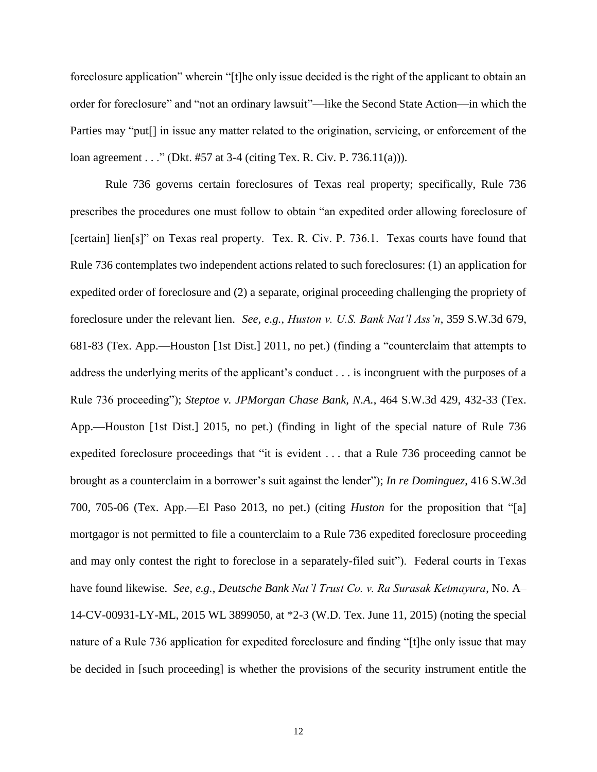foreclosure application" wherein "[t]he only issue decided is the right of the applicant to obtain an order for foreclosure" and "not an ordinary lawsuit"—like the Second State Action—in which the Parties may "put[] in issue any matter related to the origination, servicing, or enforcement of the loan agreement . . ." (Dkt. #57 at 3-4 (citing Tex. R. Civ. P. 736.11(a))).

Rule 736 governs certain foreclosures of Texas real property; specifically, Rule 736 prescribes the procedures one must follow to obtain "an expedited order allowing foreclosure of [certain] lien[s]" on Texas real property. Tex. R. Civ. P. 736.1. Texas courts have found that Rule 736 contemplates two independent actions related to such foreclosures: (1) an application for expedited order of foreclosure and (2) a separate, original proceeding challenging the propriety of foreclosure under the relevant lien. *See, e.g.*, *Huston v. U.S. Bank Nat'l Ass'n*, 359 S.W.3d 679, 681-83 (Tex. App.—Houston [1st Dist.] 2011, no pet.) (finding a "counterclaim that attempts to address the underlying merits of the applicant's conduct . . . is incongruent with the purposes of a Rule 736 proceeding"); *Steptoe v. JPMorgan Chase Bank, N.A.*, 464 S.W.3d 429, 432-33 (Tex. App.—Houston [1st Dist.] 2015, no pet.) (finding in light of the special nature of Rule 736 expedited foreclosure proceedings that "it is evident . . . that a Rule 736 proceeding cannot be brought as a counterclaim in a borrower's suit against the lender"); *In re Dominguez*, 416 S.W.3d 700, 705-06 (Tex. App.—El Paso 2013, no pet.) (citing *Huston* for the proposition that "[a] mortgagor is not permitted to file a counterclaim to a Rule 736 expedited foreclosure proceeding and may only contest the right to foreclose in a separately-filed suit"). Federal courts in Texas have found likewise. *See, e.g.*, *Deutsche Bank Nat'l Trust Co. v. Ra Surasak Ketmayura*, No. A–14-CV-00931-LY-ML, 2015 WL 3899050, at *2-3 (W.D. Tex. June 11, 2015) (noting the special nature of a Rule 736 application for expedited foreclosure and finding "[t]he only issue that may be decided in [such proceeding] is whether the provisions of the security instrument entitle the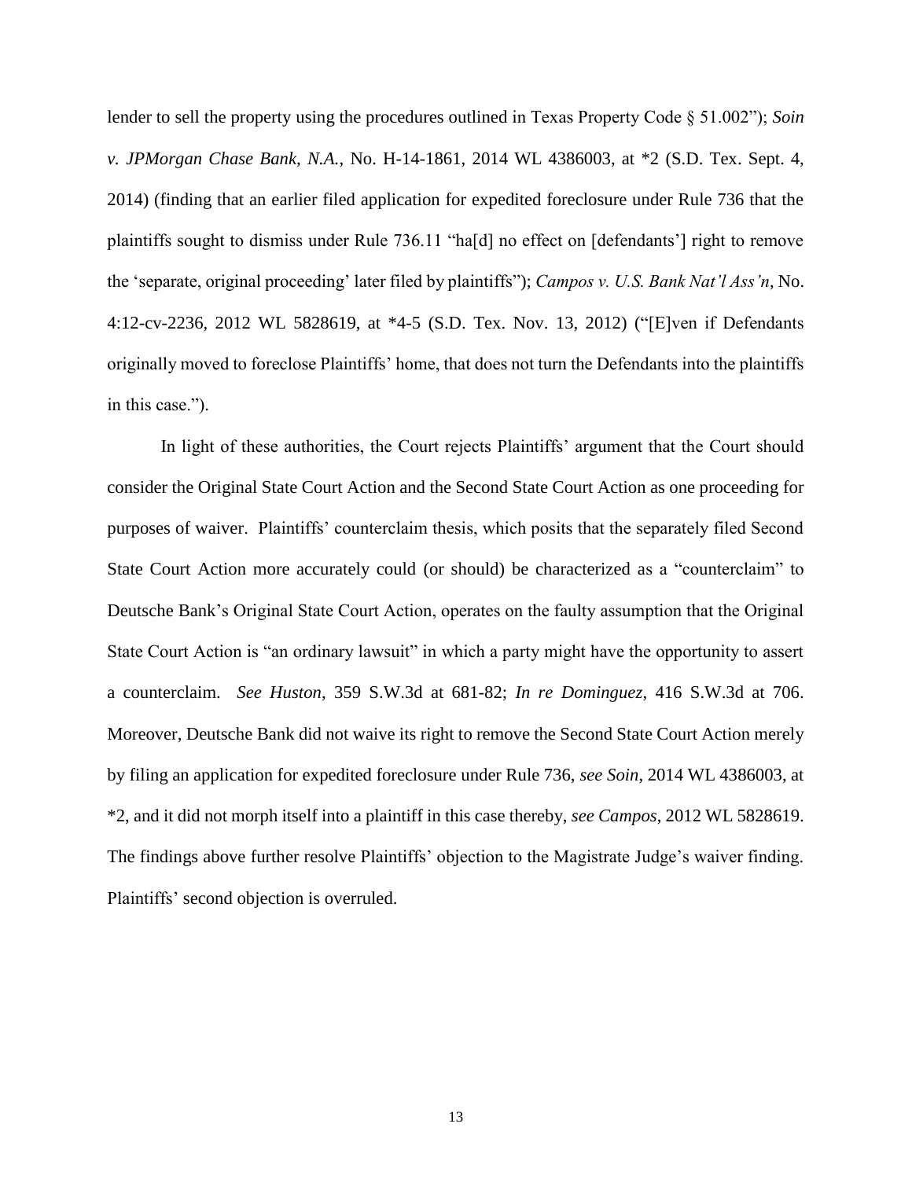lender to sell the property using the procedures outlined in Texas Property Code § 51.002"); *Soin v. JPMorgan Chase Bank, N.A.*, No. H-14-1861, 2014 WL 4386003, at *2 (S.D. Tex. Sept. 4, 2014) (finding that an earlier filed application for expedited foreclosure under Rule 736 that the plaintiffs sought to dismiss under Rule 736.11 "ha[d] no effect on [defendants'] right to remove the 'separate, original proceeding' later filed by plaintiffs"); *Campos v. U.S. Bank Nat'l Ass'n*, No. 4:12-cv-2236, 2012 WL 5828619, at *4-5 (S.D. Tex. Nov. 13, 2012) ("[E]ven if Defendants originally moved to foreclose Plaintiffs' home, that does not turn the Defendants into the plaintiffs in this case.").

In light of these authorities, the Court rejects Plaintiffs' argument that the Court should consider the Original State Court Action and the Second State Court Action as one proceeding for purposes of waiver. Plaintiffs' counterclaim thesis, which posits that the separately filed Second State Court Action more accurately could (or should) be characterized as a "counterclaim" to Deutsche Bank's Original State Court Action, operates on the faulty assumption that the Original State Court Action is "an ordinary lawsuit" in which a party might have the opportunity to assert a counterclaim. *See Huston*, 359 S.W.3d at 681-82; *In re Dominguez*, 416 S.W.3d at 706. Moreover, Deutsche Bank did not waive its right to remove the Second State Court Action merely by filing an application for expedited foreclosure under Rule 736, *see Soin*, 2014 WL 4386003, at *2, and it did not morph itself into a plaintiff in this case thereby, *see Campos*, 2012 WL 5828619. The findings above further resolve Plaintiffs' objection to the Magistrate Judge's waiver finding. Plaintiffs' second objection is overruled.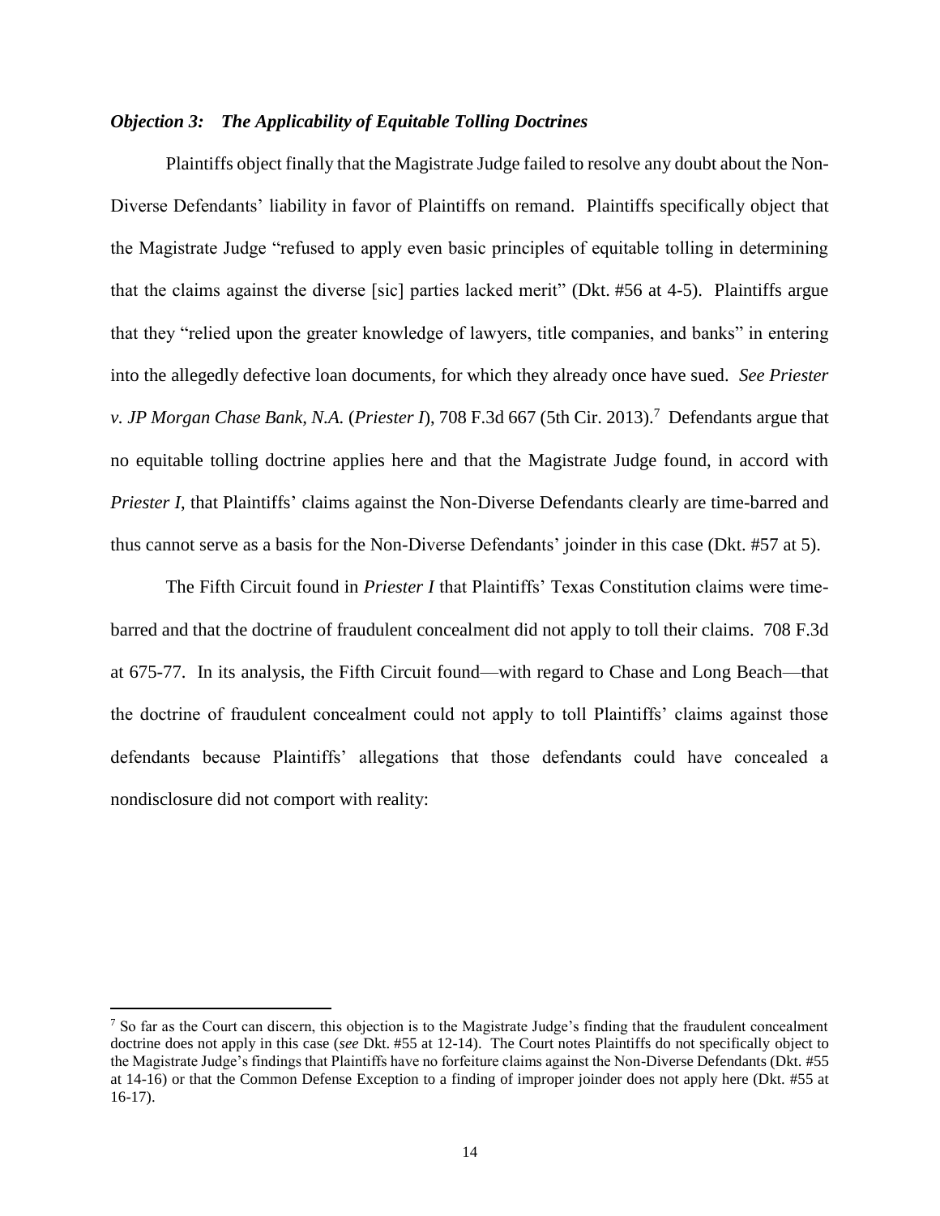***Objection 3: The Applicability of Equitable Tolling Doctrines***

Plaintiffs object finally that the Magistrate Judge failed to resolve any doubt about the Non-Diverse Defendants' liability in favor of Plaintiffs on remand. Plaintiffs specifically object that the Magistrate Judge "refused to apply even basic principles of equitable tolling in determining that the claims against the diverse [sic] parties lacked merit" (Dkt. #56 at 4-5). Plaintiffs argue that they "relied upon the greater knowledge of lawyers, title companies, and banks" in entering into the allegedly defective loan documents, for which they already once have sued. *See Priester v. JP Morgan Chase Bank, N.A.* (*Priester I*), 708 F.3d 667 (5th Cir. 2013).[7] Defendants argue that no equitable tolling doctrine applies here and that the Magistrate Judge found, in accord with *Priester I*, that Plaintiffs' claims against the Non-Diverse Defendants clearly are time-barred and thus cannot serve as a basis for the Non-Diverse Defendants' joinder in this case (Dkt. #57 at 5).

The Fifth Circuit found in *Priester I* that Plaintiffs' Texas Constitution claims were time-barred and that the doctrine of fraudulent concealment did not apply to toll their claims. 708 F.3d at 675-77. In its analysis, the Fifth Circuit found—with regard to Chase and Long Beach—that the doctrine of fraudulent concealment could not apply to toll Plaintiffs' claims against those defendants because Plaintiffs' allegations that those defendants could have concealed a nondisclosure did not comport with reality:

---

[7] So far as the Court can discern, this objection is to the Magistrate Judge's finding that the fraudulent concealment doctrine does not apply in this case (*see* Dkt. #55 at 12-14). The Court notes Plaintiffs do not specifically object to the Magistrate Judge's findings that Plaintiffs have no forfeiture claims against the Non-Diverse Defendants (Dkt. #55 at 14-16) or that the Common Defense Exception to a finding of improper joinder does not apply here (Dkt. #55 at 16-17).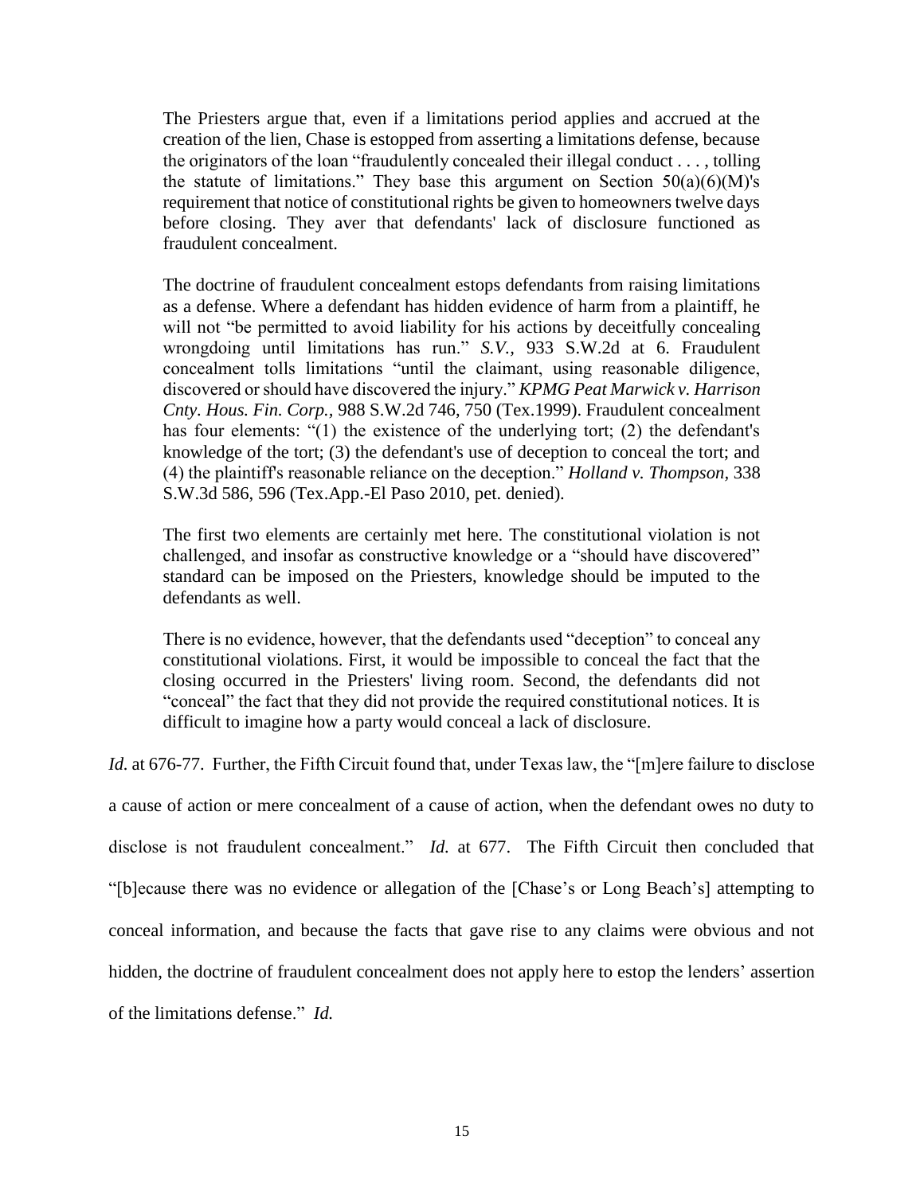> The Priesters argue that, even if a limitations period applies and accrued at the creation of the lien, Chase is estopped from asserting a limitations defense, because the originators of the loan "fraudulently concealed their illegal conduct . . . , tolling the statute of limitations." They base this argument on Section 50(a)(6)(M)'s requirement that notice of constitutional rights be given to homeowners twelve days before closing. They aver that defendants' lack of disclosure functioned as fraudulent concealment.
>
> The doctrine of fraudulent concealment estops defendants from raising limitations as a defense. Where a defendant has hidden evidence of harm from a plaintiff, he will not "be permitted to avoid liability for his actions by deceitfully concealing wrongdoing until limitations has run." *S.V.,* 933 S.W.2d at 6. Fraudulent concealment tolls limitations "until the claimant, using reasonable diligence, discovered or should have discovered the injury." *KPMG Peat Marwick v. Harrison Cnty. Hous. Fin. Corp.,* 988 S.W.2d 746, 750 (Tex.1999). Fraudulent concealment has four elements: "(1) the existence of the underlying tort; (2) the defendant's knowledge of the tort; (3) the defendant's use of deception to conceal the tort; and (4) the plaintiff's reasonable reliance on the deception." *Holland v. Thompson,* 338 S.W.3d 586, 596 (Tex.App.-El Paso 2010, pet. denied).
>
> The first two elements are certainly met here. The constitutional violation is not challenged, and insofar as constructive knowledge or a "should have discovered" standard can be imposed on the Priesters, knowledge should be imputed to the defendants as well.
>
> There is no evidence, however, that the defendants used "deception" to conceal any constitutional violations. First, it would be impossible to conceal the fact that the closing occurred in the Priesters' living room. Second, the defendants did not "conceal" the fact that they did not provide the required constitutional notices. It is difficult to imagine how a party would conceal a lack of disclosure.

*Id.* at 676-77. Further, the Fifth Circuit found that, under Texas law, the "[m]ere failure to disclose a cause of action or mere concealment of a cause of action, when the defendant owes no duty to disclose is not fraudulent concealment." *Id.* at 677. The Fifth Circuit then concluded that "[b]ecause there was no evidence or allegation of the [Chase's or Long Beach's] attempting to conceal information, and because the facts that gave rise to any claims were obvious and not hidden, the doctrine of fraudulent concealment does not apply here to estop the lenders' assertion of the limitations defense." *Id.*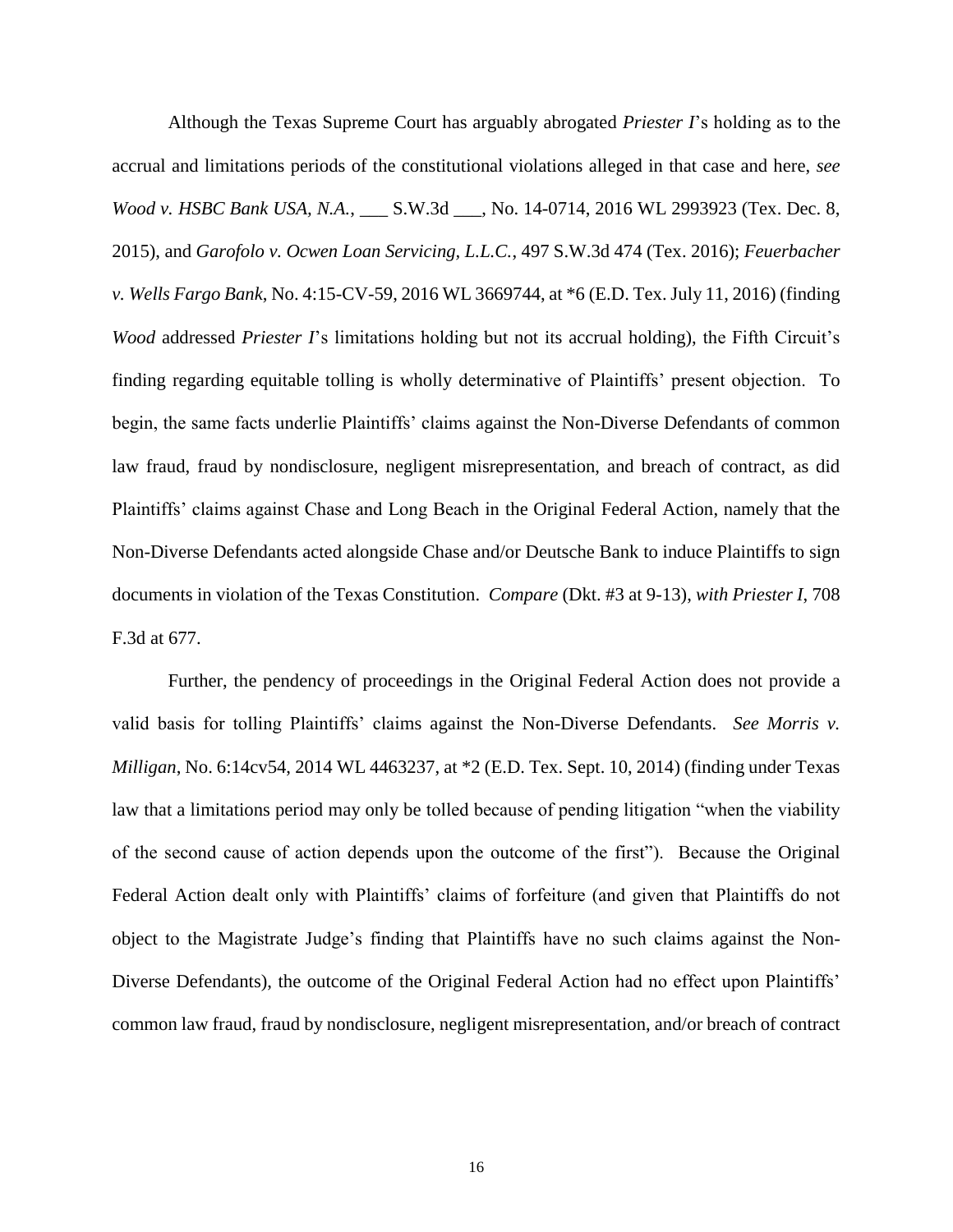Although the Texas Supreme Court has arguably abrogated *Priester I*'s holding as to the accrual and limitations periods of the constitutional violations alleged in that case and here, *see Wood v. HSBC Bank USA, N.A.*, ___ S.W.3d ___, No. 14-0714, 2016 WL 2993923 (Tex. Dec. 8, 2015), and *Garofolo v. Ocwen Loan Servicing, L.L.C.*, 497 S.W.3d 474 (Tex. 2016); *Feuerbacher v. Wells Fargo Bank*, No. 4:15-CV-59, 2016 WL 3669744, at *6 (E.D. Tex. July 11, 2016) (finding *Wood* addressed *Priester I*'s limitations holding but not its accrual holding), the Fifth Circuit's finding regarding equitable tolling is wholly determinative of Plaintiffs' present objection. To begin, the same facts underlie Plaintiffs' claims against the Non-Diverse Defendants of common law fraud, fraud by nondisclosure, negligent misrepresentation, and breach of contract, as did Plaintiffs' claims against Chase and Long Beach in the Original Federal Action, namely that the Non-Diverse Defendants acted alongside Chase and/or Deutsche Bank to induce Plaintiffs to sign documents in violation of the Texas Constitution. *Compare* (Dkt. #3 at 9-13), *with Priester I*, 708 F.3d at 677.

Further, the pendency of proceedings in the Original Federal Action does not provide a valid basis for tolling Plaintiffs' claims against the Non-Diverse Defendants. *See Morris v. Milligan*, No. 6:14cv54, 2014 WL 4463237, at *2 (E.D. Tex. Sept. 10, 2014) (finding under Texas law that a limitations period may only be tolled because of pending litigation "when the viability of the second cause of action depends upon the outcome of the first"). Because the Original Federal Action dealt only with Plaintiffs' claims of forfeiture (and given that Plaintiffs do not object to the Magistrate Judge's finding that Plaintiffs have no such claims against the Non-Diverse Defendants), the outcome of the Original Federal Action had no effect upon Plaintiffs' common law fraud, fraud by nondisclosure, negligent misrepresentation, and/or breach of contract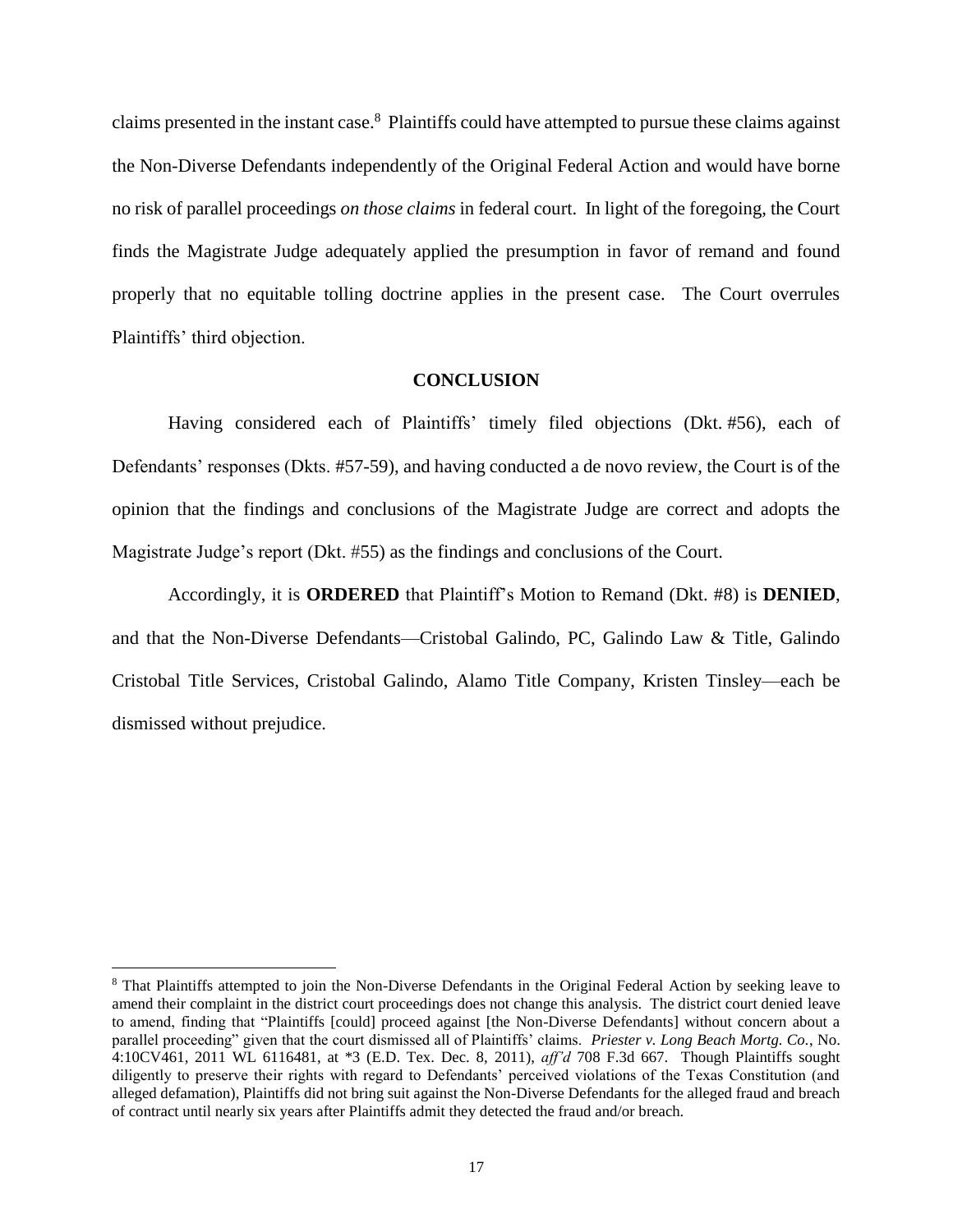claims presented in the instant case.[8] Plaintiffs could have attempted to pursue these claims against the Non-Diverse Defendants independently of the Original Federal Action and would have borne no risk of parallel proceedings *on those claims* in federal court. In light of the foregoing, the Court finds the Magistrate Judge adequately applied the presumption in favor of remand and found properly that no equitable tolling doctrine applies in the present case. The Court overrules Plaintiffs' third objection.

## CONCLUSION

Having considered each of Plaintiffs' timely filed objections (Dkt. #56), each of Defendants' responses (Dkts. #57-59), and having conducted a de novo review, the Court is of the opinion that the findings and conclusions of the Magistrate Judge are correct and adopts the Magistrate Judge's report (Dkt. #55) as the findings and conclusions of the Court.

Accordingly, it is **ORDERED** that Plaintiff's Motion to Remand (Dkt. #8) is **DENIED**, and that the Non-Diverse Defendants—Cristobal Galindo, PC, Galindo Law & Title, Galindo Cristobal Title Services, Cristobal Galindo, Alamo Title Company, Kristen Tinsley—each be dismissed without prejudice.

---

[8] That Plaintiffs attempted to join the Non-Diverse Defendants in the Original Federal Action by seeking leave to amend their complaint in the district court proceedings does not change this analysis. The district court denied leave to amend, finding that "Plaintiffs [could] proceed against [the Non-Diverse Defendants] without concern about a parallel proceeding" given that the court dismissed all of Plaintiffs' claims. *Priester v. Long Beach Mortg. Co.*, No. 4:10CV461, 2011 WL 6116481, at *3 (E.D. Tex. Dec. 8, 2011), *aff'd* 708 F.3d 667. Though Plaintiffs sought diligently to preserve their rights with regard to Defendants' perceived violations of the Texas Constitution (and alleged defamation), Plaintiffs did not bring suit against the Non-Diverse Defendants for the alleged fraud and breach of contract until nearly six years after Plaintiffs admit they detected the fraud and/or breach.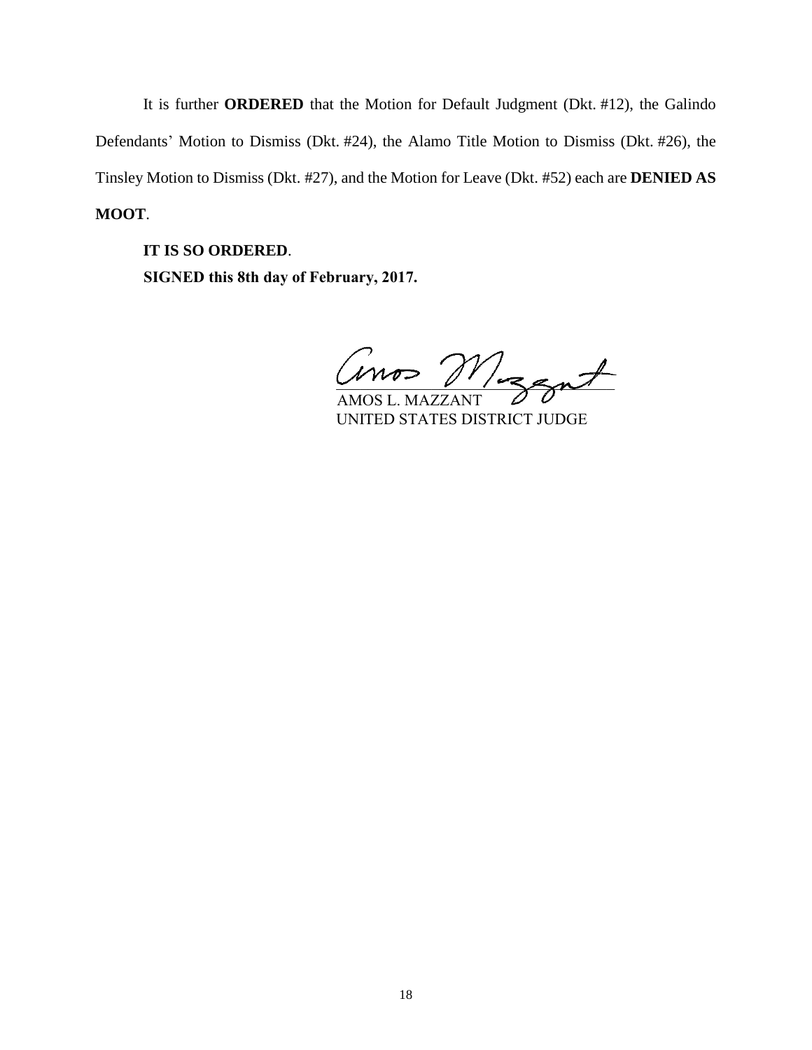It is further **ORDERED** that the Motion for Default Judgment (Dkt. #12), the Galindo Defendants' Motion to Dismiss (Dkt. #24), the Alamo Title Motion to Dismiss (Dkt. #26), the Tinsley Motion to Dismiss (Dkt. #27), and the Motion for Leave (Dkt. #52) each are **DENIED AS MOOT**.

**IT IS SO ORDERED**.

**SIGNED this 8th day of February, 2017.**

AMOS L. MAZZANT
UNITED STATES DISTRICT JUDGE